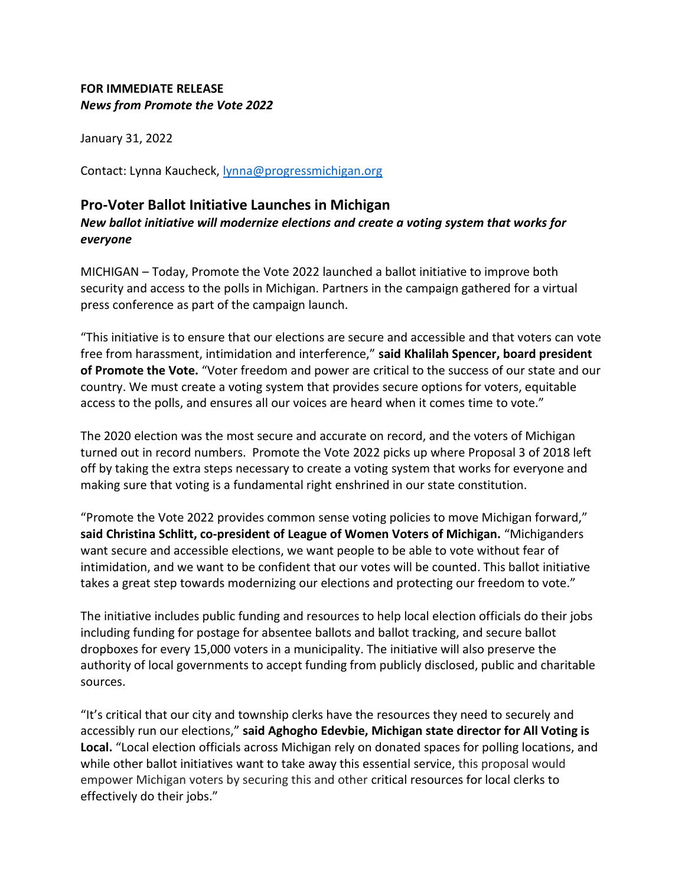**FOR IMMEDIATE RELEASE**
***News from Promote the Vote 2022***

January 31, 2022

Contact: Lynna Kaucheck, lynna@progressmichigan.org

## Pro-Voter Ballot Initiative Launches in Michigan

***New ballot initiative will modernize elections and create a voting system that works for everyone***

MICHIGAN – Today, Promote the Vote 2022 launched a ballot initiative to improve both security and access to the polls in Michigan. Partners in the campaign gathered for a virtual press conference as part of the campaign launch.

"This initiative is to ensure that our elections are secure and accessible and that voters can vote free from harassment, intimidation and interference," **said Khalilah Spencer, board president of Promote the Vote.** "Voter freedom and power are critical to the success of our state and our country. We must create a voting system that provides secure options for voters, equitable access to the polls, and ensures all our voices are heard when it comes time to vote."

The 2020 election was the most secure and accurate on record, and the voters of Michigan turned out in record numbers. Promote the Vote 2022 picks up where Proposal 3 of 2018 left off by taking the extra steps necessary to create a voting system that works for everyone and making sure that voting is a fundamental right enshrined in our state constitution.

"Promote the Vote 2022 provides common sense voting policies to move Michigan forward," **said Christina Schlitt, co-president of League of Women Voters of Michigan.** "Michiganders want secure and accessible elections, we want people to be able to vote without fear of intimidation, and we want to be confident that our votes will be counted. This ballot initiative takes a great step towards modernizing our elections and protecting our freedom to vote."

The initiative includes public funding and resources to help local election officials do their jobs including funding for postage for absentee ballots and ballot tracking, and secure ballot dropboxes for every 15,000 voters in a municipality. The initiative will also preserve the authority of local governments to accept funding from publicly disclosed, public and charitable sources.

"It's critical that our city and township clerks have the resources they need to securely and accessibly run our elections," **said Aghogho Edevbie, Michigan state director for All Voting is Local.** "Local election officials across Michigan rely on donated spaces for polling locations, and while other ballot initiatives want to take away this essential service, this proposal would empower Michigan voters by securing this and other critical resources for local clerks to effectively do their jobs."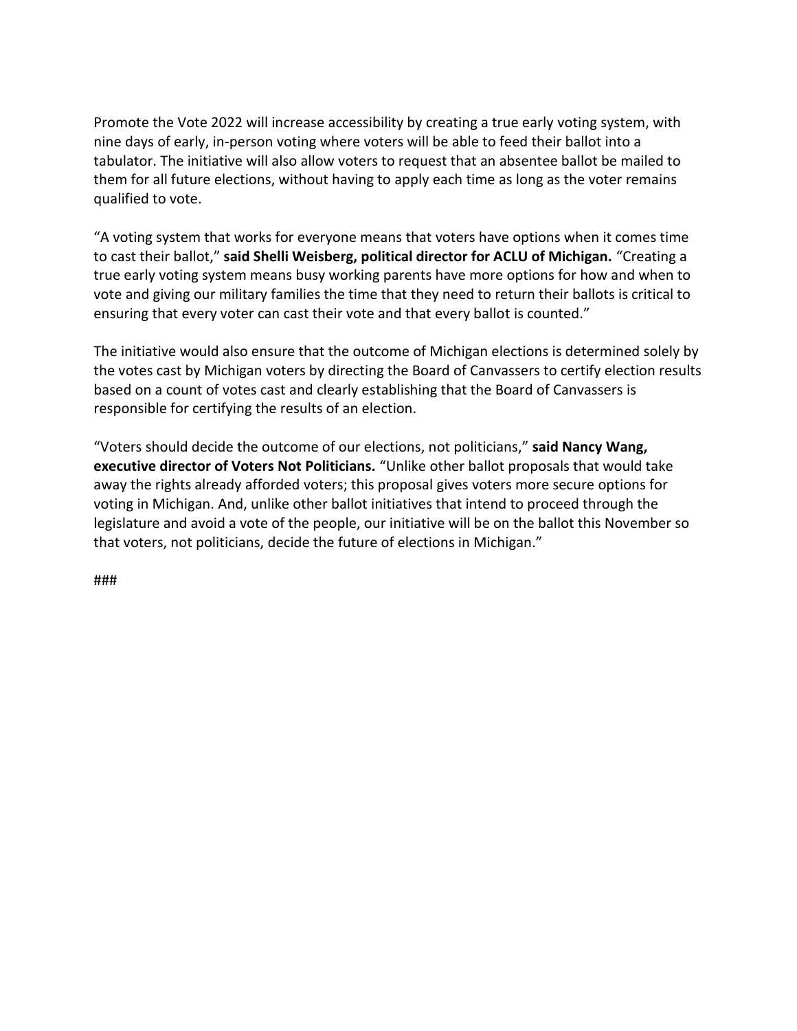Promote the Vote 2022 will increase accessibility by creating a true early voting system, with nine days of early, in-person voting where voters will be able to feed their ballot into a tabulator. The initiative will also allow voters to request that an absentee ballot be mailed to them for all future elections, without having to apply each time as long as the voter remains qualified to vote.

"A voting system that works for everyone means that voters have options when it comes time to cast their ballot," **said Shelli Weisberg, political director for ACLU of Michigan.** "Creating a true early voting system means busy working parents have more options for how and when to vote and giving our military families the time that they need to return their ballots is critical to ensuring that every voter can cast their vote and that every ballot is counted."

The initiative would also ensure that the outcome of Michigan elections is determined solely by the votes cast by Michigan voters by directing the Board of Canvassers to certify election results based on a count of votes cast and clearly establishing that the Board of Canvassers is responsible for certifying the results of an election.

"Voters should decide the outcome of our elections, not politicians," **said Nancy Wang, executive director of Voters Not Politicians.** "Unlike other ballot proposals that would take away the rights already afforded voters; this proposal gives voters more secure options for voting in Michigan. And, unlike other ballot initiatives that intend to proceed through the legislature and avoid a vote of the people, our initiative will be on the ballot this November so that voters, not politicians, decide the future of elections in Michigan."

###